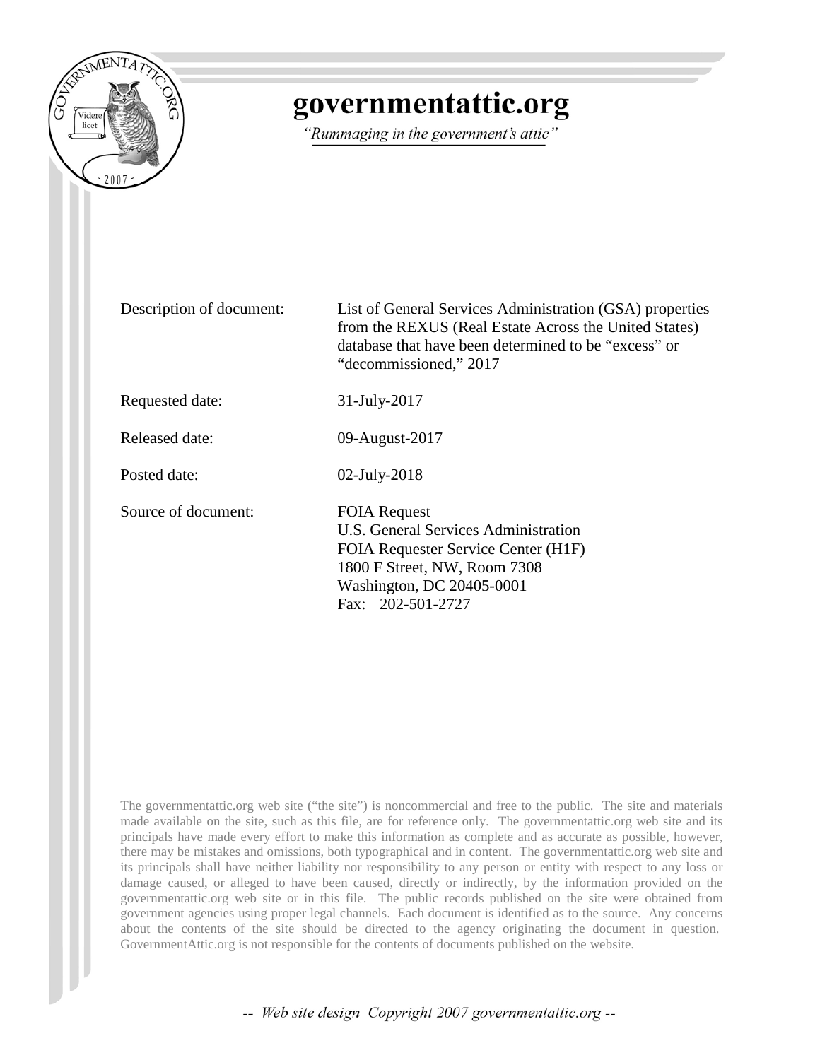# governmentattic.org

*"Rummaging in the government's attic"*

| | |
|---|---|
| Description of document: | List of General Services Administration (GSA) properties from the REXUS (Real Estate Across the United States) database that have been determined to be "excess" or "decommissioned," 2017 |
| Requested date: | 31-July-2017 |
| Released date: | 09-August-2017 |
| Posted date: | 02-July-2018 |
| Source of document: | FOIA Request<br>U.S. General Services Administration<br>FOIA Requester Service Center (H1F)<br>1800 F Street, NW, Room 7308<br>Washington, DC 20405-0001<br>Fax: 202-501-2727 |

The governmentattic.org web site ("the site") is noncommercial and free to the public. The site and materials made available on the site, such as this file, are for reference only. The governmentattic.org web site and its principals have made every effort to make this information as complete and as accurate as possible, however, there may be mistakes and omissions, both typographical and in content. The governmentattic.org web site and its principals shall have neither liability nor responsibility to any person or entity with respect to any loss or damage caused, or alleged to have been caused, directly or indirectly, by the information provided on the governmentattic.org web site or in this file. The public records published on the site were obtained from government agencies using proper legal channels. Each document is identified as to the source. Any concerns about the contents of the site should be directed to the agency originating the document in question. GovernmentAttic.org is not responsible for the contents of documents published on the website.

*-- Web site design Copyright 2007 governmentattic.org --*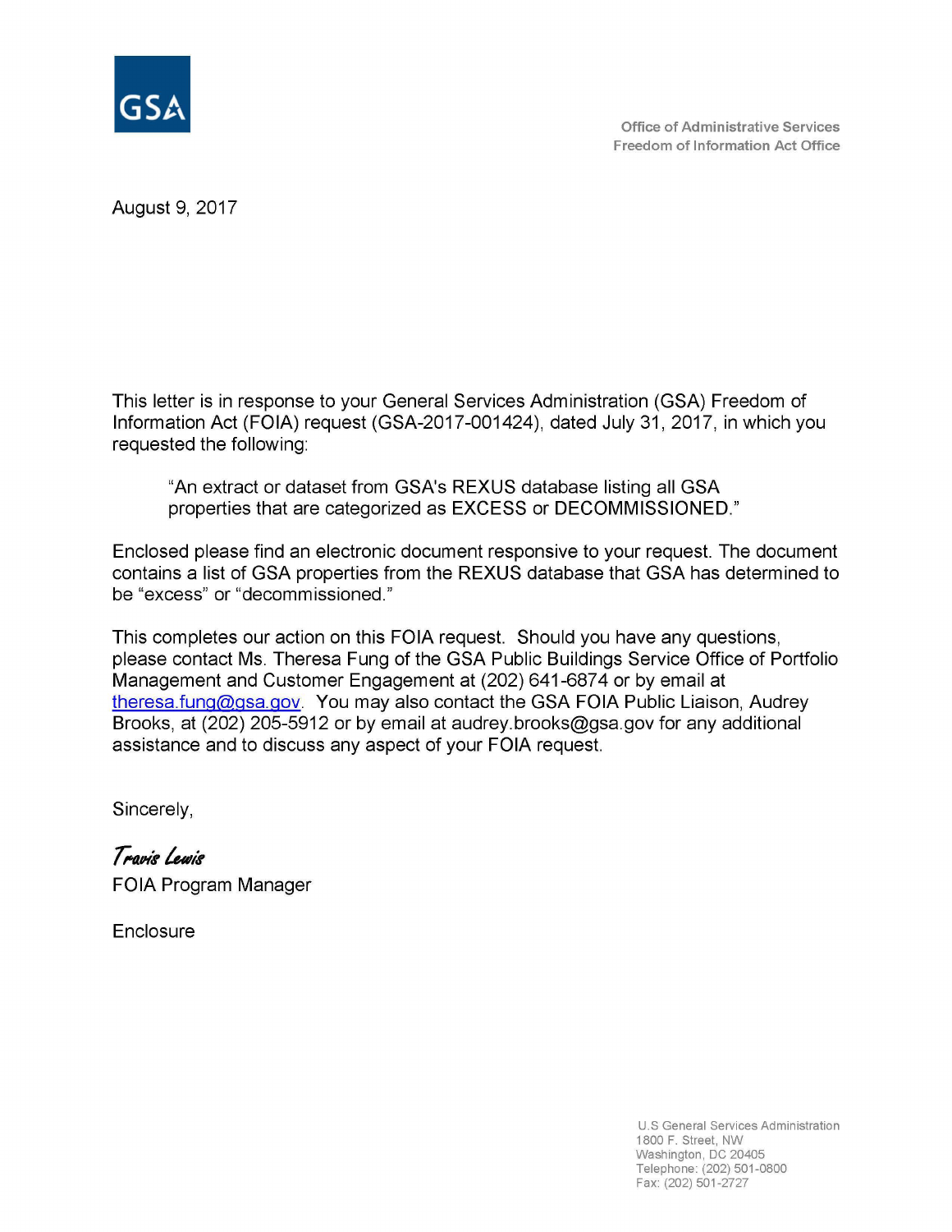GSA

Office of Administrative Services
Freedom of Information Act Office

August 9, 2017

This letter is in response to your General Services Administration (GSA) Freedom of Information Act (FOIA) request (GSA-2017-001424), dated July 31, 2017, in which you requested the following:

> "An extract or dataset from GSA's REXUS database listing all GSA properties that are categorized as EXCESS or DECOMMISSIONED."

Enclosed please find an electronic document responsive to your request. The document contains a list of GSA properties from the REXUS database that GSA has determined to be "excess" or "decommissioned."

This completes our action on this FOIA request. Should you have any questions, please contact Ms. Theresa Fung of the GSA Public Buildings Service Office of Portfolio Management and Customer Engagement at (202) 641-6874 or by email at theresa.fung@gsa.gov. You may also contact the GSA FOIA Public Liaison, Audrey Brooks, at (202) 205-5912 or by email at audrey.brooks@gsa.gov for any additional assistance and to discuss any aspect of your FOIA request.

Sincerely,

*Travis Lewis*
FOIA Program Manager

Enclosure

U.S General Services Administration
1800 F. Street, NW
Washington, DC 20405
Telephone: (202) 501-0800
Fax: (202) 501-2727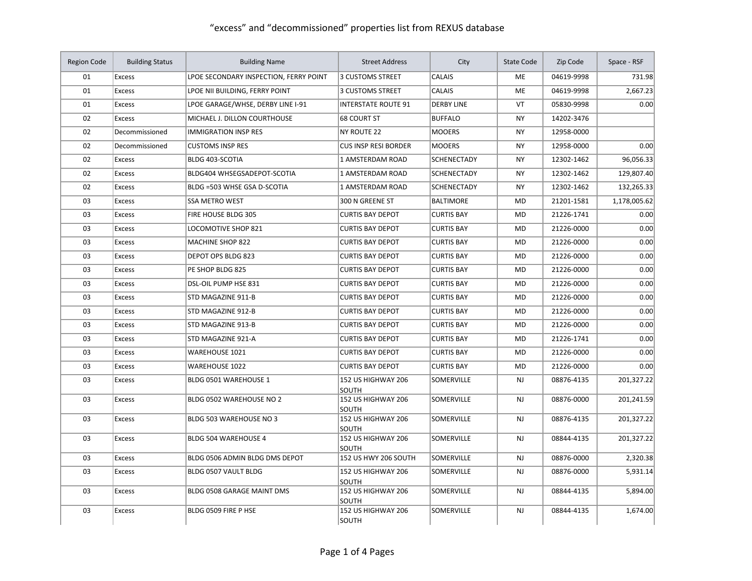# "excess" and "decommissioned" properties list from REXUS database

| Region Code | Building Status | Building Name | Street Address | City | State Code | Zip Code | Space - RSF |
|---|---|---|---|---|---|---|---|
| 01 | Excess | LPOE SECONDARY INSPECTION, FERRY POINT | 3 CUSTOMS STREET | CALAIS | ME | 04619-9998 | 731.98 |
| 01 | Excess | LPOE NII BUILDING, FERRY POINT | 3 CUSTOMS STREET | CALAIS | ME | 04619-9998 | 2,667.23 |
| 01 | Excess | LPOE GARAGE/WHSE, DERBY LINE I-91 | INTERSTATE ROUTE 91 | DERBY LINE | VT | 05830-9998 | 0.00 |
| 02 | Excess | MICHAEL J. DILLON COURTHOUSE | 68 COURT ST | BUFFALO | NY | 14202-3476 | |
| 02 | Decommissioned | IMMIGRATION INSP RES | NY ROUTE 22 | MOOERS | NY | 12958-0000 | |
| 02 | Decommissioned | CUSTOMS INSP RES | CUS INSP RESI BORDER | MOOERS | NY | 12958-0000 | 0.00 |
| 02 | Excess | BLDG 403-SCOTIA | 1 AMSTERDAM ROAD | SCHENECTADY | NY | 12302-1462 | 96,056.33 |
| 02 | Excess | BLDG404 WHSEGSADEPOT-SCOTIA | 1 AMSTERDAM ROAD | SCHENECTADY | NY | 12302-1462 | 129,807.40 |
| 02 | Excess | BLDG =503 WHSE GSA D-SCOTIA | 1 AMSTERDAM ROAD | SCHENECTADY | NY | 12302-1462 | 132,265.33 |
| 03 | Excess | SSA METRO WEST | 300 N GREENE ST | BALTIMORE | MD | 21201-1581 | 1,178,005.62 |
| 03 | Excess | FIRE HOUSE BLDG 305 | CURTIS BAY DEPOT | CURTIS BAY | MD | 21226-1741 | 0.00 |
| 03 | Excess | LOCOMOTIVE SHOP 821 | CURTIS BAY DEPOT | CURTIS BAY | MD | 21226-0000 | 0.00 |
| 03 | Excess | MACHINE SHOP 822 | CURTIS BAY DEPOT | CURTIS BAY | MD | 21226-0000 | 0.00 |
| 03 | Excess | DEPOT OPS BLDG 823 | CURTIS BAY DEPOT | CURTIS BAY | MD | 21226-0000 | 0.00 |
| 03 | Excess | PE SHOP BLDG 825 | CURTIS BAY DEPOT | CURTIS BAY | MD | 21226-0000 | 0.00 |
| 03 | Excess | DSL-OIL PUMP HSE 831 | CURTIS BAY DEPOT | CURTIS BAY | MD | 21226-0000 | 0.00 |
| 03 | Excess | STD MAGAZINE 911-B | CURTIS BAY DEPOT | CURTIS BAY | MD | 21226-0000 | 0.00 |
| 03 | Excess | STD MAGAZINE 912-B | CURTIS BAY DEPOT | CURTIS BAY | MD | 21226-0000 | 0.00 |
| 03 | Excess | STD MAGAZINE 913-B | CURTIS BAY DEPOT | CURTIS BAY | MD | 21226-0000 | 0.00 |
| 03 | Excess | STD MAGAZINE 921-A | CURTIS BAY DEPOT | CURTIS BAY | MD | 21226-1741 | 0.00 |
| 03 | Excess | WAREHOUSE 1021 | CURTIS BAY DEPOT | CURTIS BAY | MD | 21226-0000 | 0.00 |
| 03 | Excess | WAREHOUSE 1022 | CURTIS BAY DEPOT | CURTIS BAY | MD | 21226-0000 | 0.00 |
| 03 | Excess | BLDG 0501 WAREHOUSE 1 | 152 US HIGHWAY 206 SOUTH | SOMERVILLE | NJ | 08876-4135 | 201,327.22 |
| 03 | Excess | BLDG 0502 WAREHOUSE NO 2 | 152 US HIGHWAY 206 SOUTH | SOMERVILLE | NJ | 08876-0000 | 201,241.59 |
| 03 | Excess | BLDG 503 WAREHOUSE NO 3 | 152 US HIGHWAY 206 SOUTH | SOMERVILLE | NJ | 08876-4135 | 201,327.22 |
| 03 | Excess | BLDG 504 WAREHOUSE 4 | 152 US HIGHWAY 206 SOUTH | SOMERVILLE | NJ | 08844-4135 | 201,327.22 |
| 03 | Excess | BLDG 0506 ADMIN BLDG DMS DEPOT | 152 US HWY 206 SOUTH | SOMERVILLE | NJ | 08876-0000 | 2,320.38 |
| 03 | Excess | BLDG 0507 VAULT BLDG | 152 US HIGHWAY 206 SOUTH | SOMERVILLE | NJ | 08876-0000 | 5,931.14 |
| 03 | Excess | BLDG 0508 GARAGE MAINT DMS | 152 US HIGHWAY 206 SOUTH | SOMERVILLE | NJ | 08844-4135 | 5,894.00 |
| 03 | Excess | BLDG 0509 FIRE P HSE | 152 US HIGHWAY 206 SOUTH | SOMERVILLE | NJ | 08844-4135 | 1,674.00 |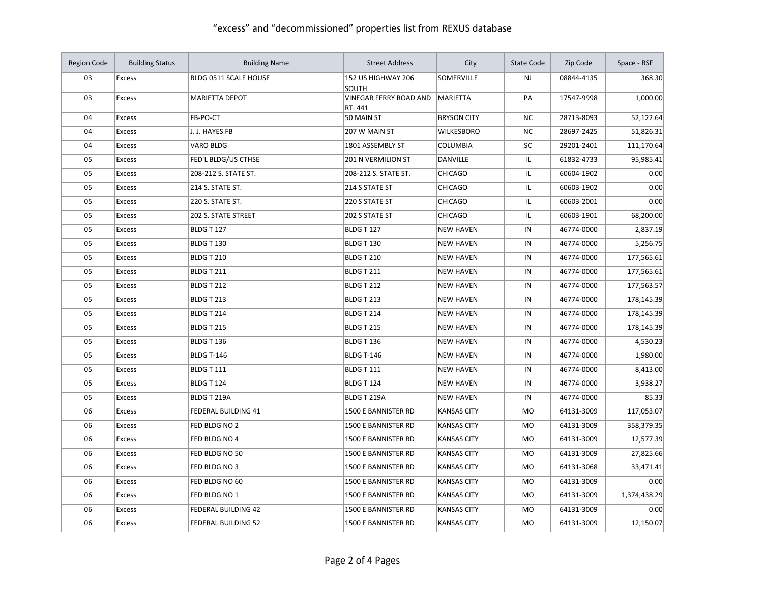"excess" and "decommissioned" properties list from REXUS database

| Region Code | Building Status | Building Name | Street Address | City | State Code | Zip Code | Space - RSF |
|---|---|---|---|---|---|---|---|
| 03 | Excess | BLDG 0511 SCALE HOUSE | 152 US HIGHWAY 206 SOUTH | SOMERVILLE | NJ | 08844-4135 | 368.30 |
| 03 | Excess | MARIETTA DEPOT | VINEGAR FERRY ROAD AND RT. 441 | MARIETTA | PA | 17547-9998 | 1,000.00 |
| 04 | Excess | FB-PO-CT | 50 MAIN ST | BRYSON CITY | NC | 28713-8093 | 52,122.64 |
| 04 | Excess | J. J. HAYES FB | 207 W MAIN ST | WILKESBORO | NC | 28697-2425 | 51,826.31 |
| 04 | Excess | VARO BLDG | 1801 ASSEMBLY ST | COLUMBIA | SC | 29201-2401 | 111,170.64 |
| 05 | Excess | FED'L BLDG/US CTHSE | 201 N VERMILION ST | DANVILLE | IL | 61832-4733 | 95,985.41 |
| 05 | Excess | 208-212 S. STATE ST. | 208-212 S. STATE ST. | CHICAGO | IL | 60604-1902 | 0.00 |
| 05 | Excess | 214 S. STATE ST. | 214 S STATE ST | CHICAGO | IL | 60603-1902 | 0.00 |
| 05 | Excess | 220 S. STATE ST. | 220 S STATE ST | CHICAGO | IL | 60603-2001 | 0.00 |
| 05 | Excess | 202 S. STATE STREET | 202 S STATE ST | CHICAGO | IL | 60603-1901 | 68,200.00 |
| 05 | Excess | BLDG T 127 | BLDG T 127 | NEW HAVEN | IN | 46774-0000 | 2,837.19 |
| 05 | Excess | BLDG T 130 | BLDG T 130 | NEW HAVEN | IN | 46774-0000 | 5,256.75 |
| 05 | Excess | BLDG T 210 | BLDG T 210 | NEW HAVEN | IN | 46774-0000 | 177,565.61 |
| 05 | Excess | BLDG T 211 | BLDG T 211 | NEW HAVEN | IN | 46774-0000 | 177,565.61 |
| 05 | Excess | BLDG T 212 | BLDG T 212 | NEW HAVEN | IN | 46774-0000 | 177,563.57 |
| 05 | Excess | BLDG T 213 | BLDG T 213 | NEW HAVEN | IN | 46774-0000 | 178,145.39 |
| 05 | Excess | BLDG T 214 | BLDG T 214 | NEW HAVEN | IN | 46774-0000 | 178,145.39 |
| 05 | Excess | BLDG T 215 | BLDG T 215 | NEW HAVEN | IN | 46774-0000 | 178,145.39 |
| 05 | Excess | BLDG T 136 | BLDG T 136 | NEW HAVEN | IN | 46774-0000 | 4,530.23 |
| 05 | Excess | BLDG T-146 | BLDG T-146 | NEW HAVEN | IN | 46774-0000 | 1,980.00 |
| 05 | Excess | BLDG T 111 | BLDG T 111 | NEW HAVEN | IN | 46774-0000 | 8,413.00 |
| 05 | Excess | BLDG T 124 | BLDG T 124 | NEW HAVEN | IN | 46774-0000 | 3,938.27 |
| 05 | Excess | BLDG T 219A | BLDG T 219A | NEW HAVEN | IN | 46774-0000 | 85.33 |
| 06 | Excess | FEDERAL BUILDING 41 | 1500 E BANNISTER RD | KANSAS CITY | MO | 64131-3009 | 117,053.07 |
| 06 | Excess | FED BLDG NO 2 | 1500 E BANNISTER RD | KANSAS CITY | MO | 64131-3009 | 358,379.35 |
| 06 | Excess | FED BLDG NO 4 | 1500 E BANNISTER RD | KANSAS CITY | MO | 64131-3009 | 12,577.39 |
| 06 | Excess | FED BLDG NO 50 | 1500 E BANNISTER RD | KANSAS CITY | MO | 64131-3009 | 27,825.66 |
| 06 | Excess | FED BLDG NO 3 | 1500 E BANNISTER RD | KANSAS CITY | MO | 64131-3068 | 33,471.41 |
| 06 | Excess | FED BLDG NO 60 | 1500 E BANNISTER RD | KANSAS CITY | MO | 64131-3009 | 0.00 |
| 06 | Excess | FED BLDG NO 1 | 1500 E BANNISTER RD | KANSAS CITY | MO | 64131-3009 | 1,374,438.29 |
| 06 | Excess | FEDERAL BUILDING 42 | 1500 E BANNISTER RD | KANSAS CITY | MO | 64131-3009 | 0.00 |
| 06 | Excess | FEDERAL BUILDING 52 | 1500 E BANNISTER RD | KANSAS CITY | MO | 64131-3009 | 12,150.07 |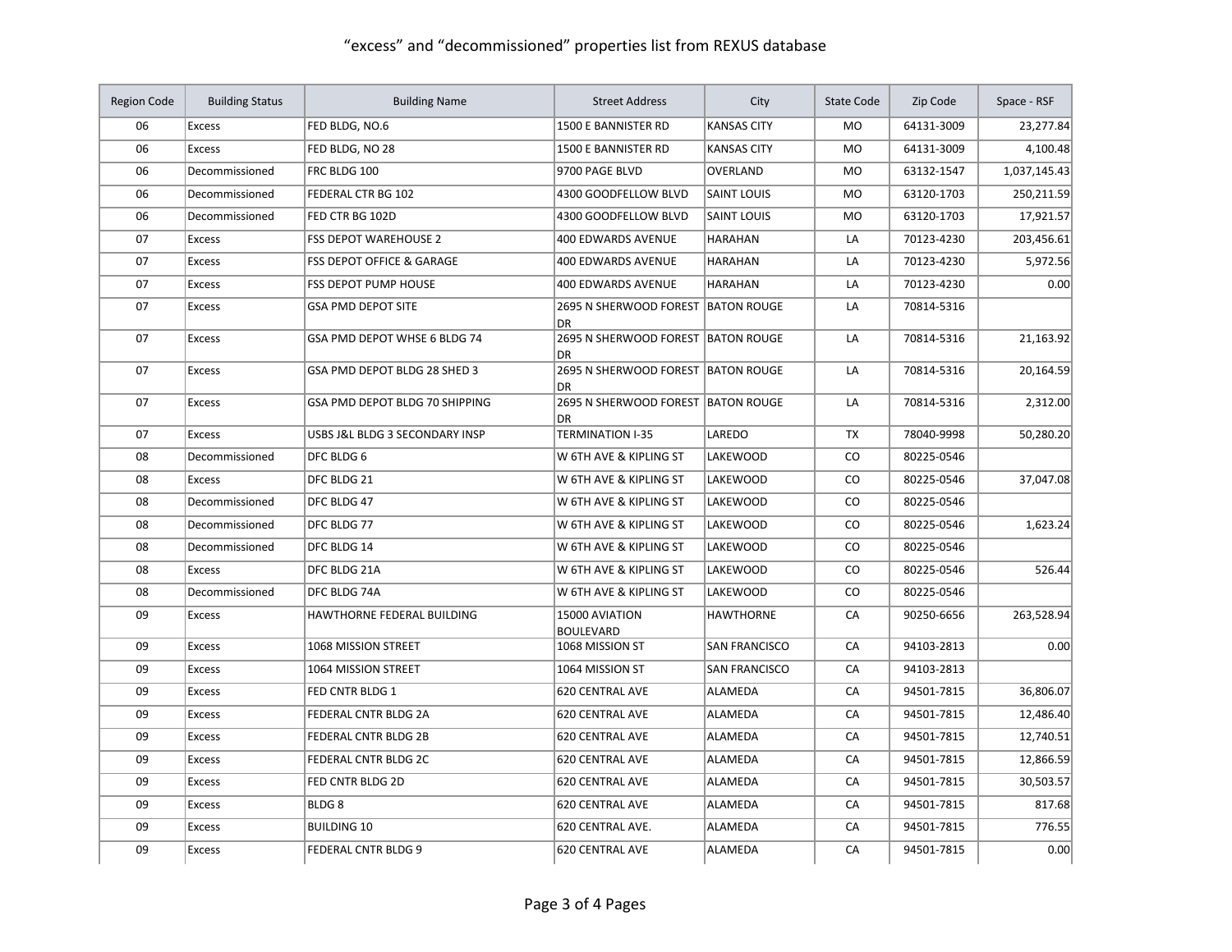"excess" and "decommissioned" properties list from REXUS database

| Region Code | Building Status | Building Name | Street Address | City | State Code | Zip Code | Space - RSF |
|---|---|---|---|---|---|---|---|
| 06 | Excess | FED BLDG, NO.6 | 1500 E BANNISTER RD | KANSAS CITY | MO | 64131-3009 | 23,277.84 |
| 06 | Excess | FED BLDG, NO 28 | 1500 E BANNISTER RD | KANSAS CITY | MO | 64131-3009 | 4,100.48 |
| 06 | Decommissioned | FRC BLDG 100 | 9700 PAGE BLVD | OVERLAND | MO | 63132-1547 | 1,037,145.43 |
| 06 | Decommissioned | FEDERAL CTR BG 102 | 4300 GOODFELLOW BLVD | SAINT LOUIS | MO | 63120-1703 | 250,211.59 |
| 06 | Decommissioned | FED CTR BG 102D | 4300 GOODFELLOW BLVD | SAINT LOUIS | MO | 63120-1703 | 17,921.57 |
| 07 | Excess | FSS DEPOT WAREHOUSE 2 | 400 EDWARDS AVENUE | HARAHAN | LA | 70123-4230 | 203,456.61 |
| 07 | Excess | FSS DEPOT OFFICE & GARAGE | 400 EDWARDS AVENUE | HARAHAN | LA | 70123-4230 | 5,972.56 |
| 07 | Excess | FSS DEPOT PUMP HOUSE | 400 EDWARDS AVENUE | HARAHAN | LA | 70123-4230 | 0.00 |
| 07 | Excess | GSA PMD DEPOT SITE | 2695 N SHERWOOD FOREST DR | BATON ROUGE | LA | 70814-5316 | |
| 07 | Excess | GSA PMD DEPOT WHSE 6 BLDG 74 | 2695 N SHERWOOD FOREST DR | BATON ROUGE | LA | 70814-5316 | 21,163.92 |
| 07 | Excess | GSA PMD DEPOT BLDG 28 SHED 3 | 2695 N SHERWOOD FOREST DR | BATON ROUGE | LA | 70814-5316 | 20,164.59 |
| 07 | Excess | GSA PMD DEPOT BLDG 70 SHIPPING | 2695 N SHERWOOD FOREST DR | BATON ROUGE | LA | 70814-5316 | 2,312.00 |
| 07 | Excess | USBS J&L BLDG 3 SECONDARY INSP | TERMINATION I-35 | LAREDO | TX | 78040-9998 | 50,280.20 |
| 08 | Decommissioned | DFC BLDG 6 | W 6TH AVE & KIPLING ST | LAKEWOOD | CO | 80225-0546 | |
| 08 | Excess | DFC BLDG 21 | W 6TH AVE & KIPLING ST | LAKEWOOD | CO | 80225-0546 | 37,047.08 |
| 08 | Decommissioned | DFC BLDG 47 | W 6TH AVE & KIPLING ST | LAKEWOOD | CO | 80225-0546 | |
| 08 | Decommissioned | DFC BLDG 77 | W 6TH AVE & KIPLING ST | LAKEWOOD | CO | 80225-0546 | 1,623.24 |
| 08 | Decommissioned | DFC BLDG 14 | W 6TH AVE & KIPLING ST | LAKEWOOD | CO | 80225-0546 | |
| 08 | Excess | DFC BLDG 21A | W 6TH AVE & KIPLING ST | LAKEWOOD | CO | 80225-0546 | 526.44 |
| 08 | Decommissioned | DFC BLDG 74A | W 6TH AVE & KIPLING ST | LAKEWOOD | CO | 80225-0546 | |
| 09 | Excess | HAWTHORNE FEDERAL BUILDING | 15000 AVIATION BOULEVARD | HAWTHORNE | CA | 90250-6656 | 263,528.94 |
| 09 | Excess | 1068 MISSION STREET | 1068 MISSION ST | SAN FRANCISCO | CA | 94103-2813 | 0.00 |
| 09 | Excess | 1064 MISSION STREET | 1064 MISSION ST | SAN FRANCISCO | CA | 94103-2813 | |
| 09 | Excess | FED CNTR BLDG 1 | 620 CENTRAL AVE | ALAMEDA | CA | 94501-7815 | 36,806.07 |
| 09 | Excess | FEDERAL CNTR BLDG 2A | 620 CENTRAL AVE | ALAMEDA | CA | 94501-7815 | 12,486.40 |
| 09 | Excess | FEDERAL CNTR BLDG 2B | 620 CENTRAL AVE | ALAMEDA | CA | 94501-7815 | 12,740.51 |
| 09 | Excess | FEDERAL CNTR BLDG 2C | 620 CENTRAL AVE | ALAMEDA | CA | 94501-7815 | 12,866.59 |
| 09 | Excess | FED CNTR BLDG 2D | 620 CENTRAL AVE | ALAMEDA | CA | 94501-7815 | 30,503.57 |
| 09 | Excess | BLDG 8 | 620 CENTRAL AVE | ALAMEDA | CA | 94501-7815 | 817.68 |
| 09 | Excess | BUILDING 10 | 620 CENTRAL AVE. | ALAMEDA | CA | 94501-7815 | 776.55 |
| 09 | Excess | FEDERAL CNTR BLDG 9 | 620 CENTRAL AVE | ALAMEDA | CA | 94501-7815 | 0.00 |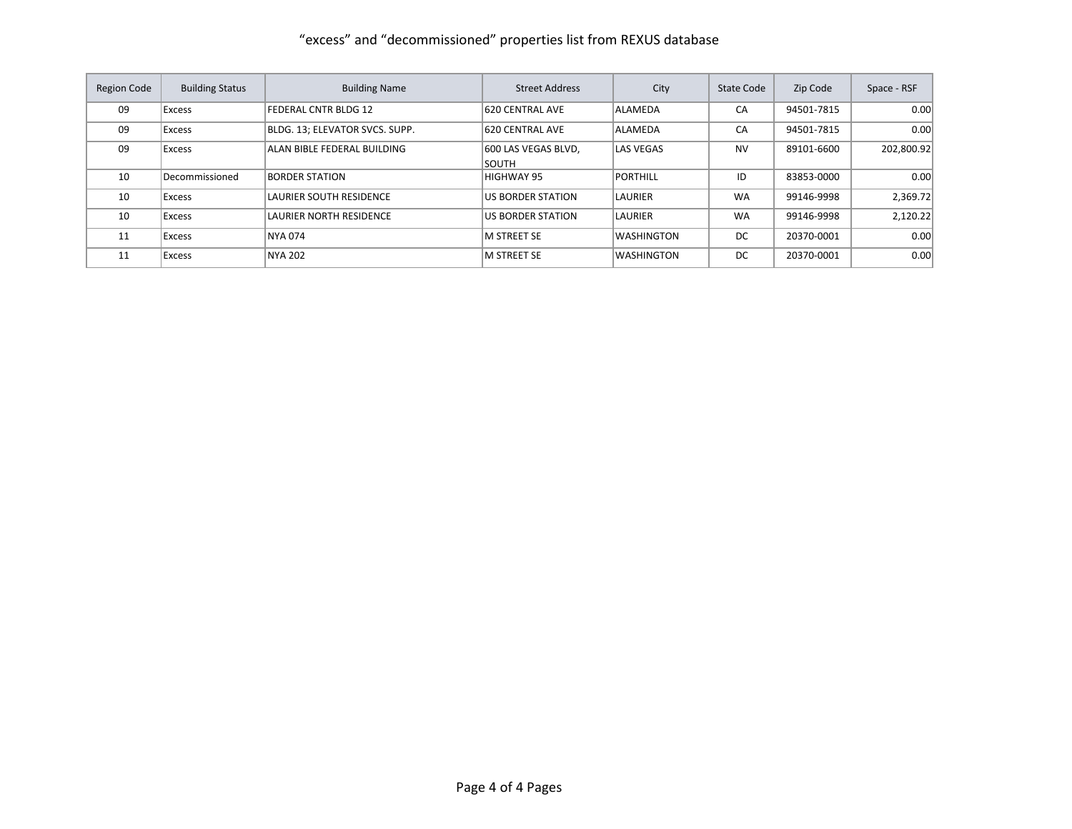“excess” and “decommissioned” properties list from REXUS database

| Region Code | Building Status | Building Name | Street Address | City | State Code | Zip Code | Space - RSF |
|---|---|---|---|---|---|---|---|
| 09 | Excess | FEDERAL CNTR BLDG 12 | 620 CENTRAL AVE | ALAMEDA | CA | 94501-7815 | 0.00 |
| 09 | Excess | BLDG. 13; ELEVATOR SVCS. SUPP. | 620 CENTRAL AVE | ALAMEDA | CA | 94501-7815 | 0.00 |
| 09 | Excess | ALAN BIBLE FEDERAL BUILDING | 600 LAS VEGAS BLVD, SOUTH | LAS VEGAS | NV | 89101-6600 | 202,800.92 |
| 10 | Decommissioned | BORDER STATION | HIGHWAY 95 | PORTHILL | ID | 83853-0000 | 0.00 |
| 10 | Excess | LAURIER SOUTH RESIDENCE | US BORDER STATION | LAURIER | WA | 99146-9998 | 2,369.72 |
| 10 | Excess | LAURIER NORTH RESIDENCE | US BORDER STATION | LAURIER | WA | 99146-9998 | 2,120.22 |
| 11 | Excess | NYA 074 | M STREET SE | WASHINGTON | DC | 20370-0001 | 0.00 |
| 11 | Excess | NYA 202 | M STREET SE | WASHINGTON | DC | 20370-0001 | 0.00 |